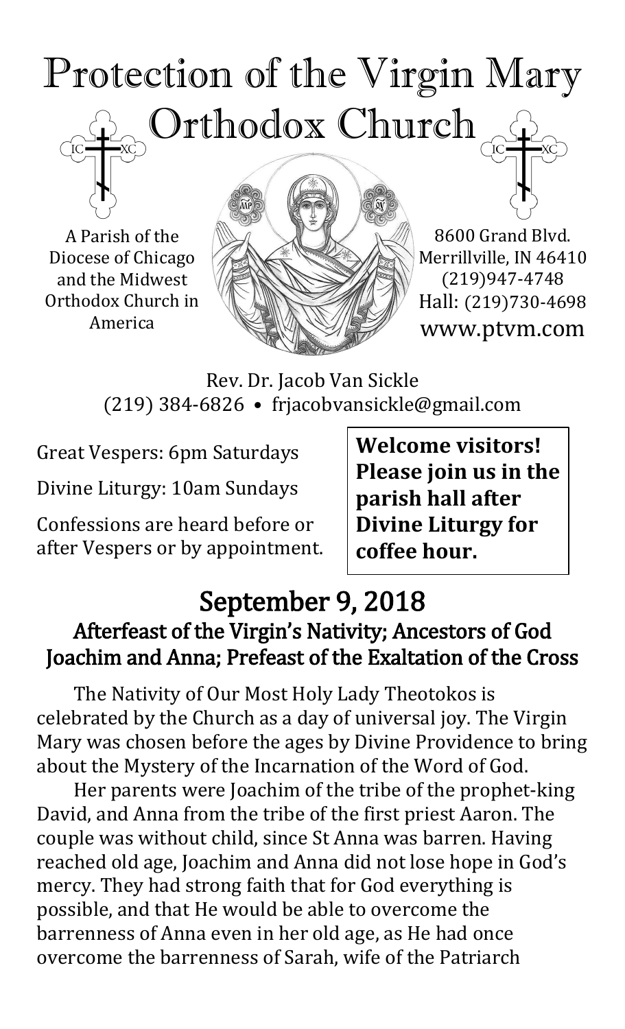# Protection of the Virgin Mary Orthodox Church

A Parish of the Diocese of Chicago and the Midwest Orthodox Church in America

8600 Grand Blvd.
Merrillville, IN 46410
(219)947-4748
Hall: (219)730-4698
www.ptvm.com

Rev. Dr. Jacob Van Sickle
(219) 384-6826 • frjacobvansickle@gmail.com

Great Vespers: 6pm Saturdays

Divine Liturgy: 10am Sundays

Confessions are heard before or after Vespers or by appointment.

**Welcome visitors! Please join us in the parish hall after Divine Liturgy for coffee hour.**

## September 9, 2018

### Afterfeast of the Virgin's Nativity; Ancestors of God Joachim and Anna; Prefeast of the Exaltation of the Cross

The Nativity of Our Most Holy Lady Theotokos is celebrated by the Church as a day of universal joy. The Virgin Mary was chosen before the ages by Divine Providence to bring about the Mystery of the Incarnation of the Word of God.

Her parents were Joachim of the tribe of the prophet-king David, and Anna from the tribe of the first priest Aaron. The couple was without child, since St Anna was barren. Having reached old age, Joachim and Anna did not lose hope in God's mercy. They had strong faith that for God everything is possible, and that He would be able to overcome the barrenness of Anna even in her old age, as He had once overcome the barrenness of Sarah, wife of the Patriarch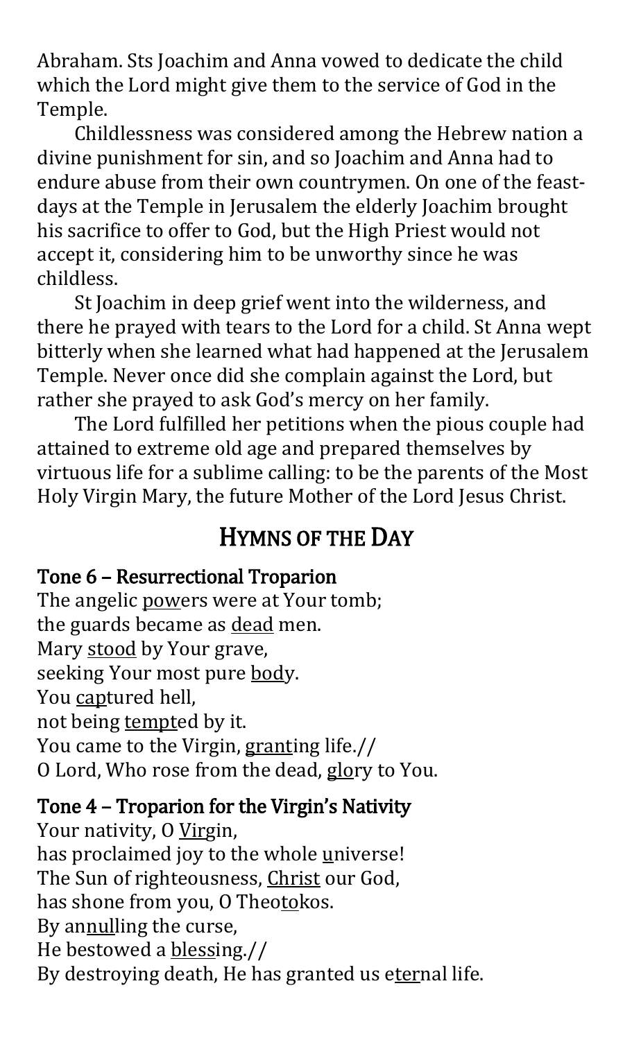Abraham. Sts Joachim and Anna vowed to dedicate the child which the Lord might give them to the service of God in the Temple.

Childlessness was considered among the Hebrew nation a divine punishment for sin, and so Joachim and Anna had to endure abuse from their own countrymen. On one of the feast-days at the Temple in Jerusalem the elderly Joachim brought his sacrifice to offer to God, but the High Priest would not accept it, considering him to be unworthy since he was childless.

St Joachim in deep grief went into the wilderness, and there he prayed with tears to the Lord for a child. St Anna wept bitterly when she learned what had happened at the Jerusalem Temple. Never once did she complain against the Lord, but rather she prayed to ask God's mercy on her family.

The Lord fulfilled her petitions when the pious couple had attained to extreme old age and prepared themselves by virtuous life for a sublime calling: to be the parents of the Most Holy Virgin Mary, the future Mother of the Lord Jesus Christ.

## HYMNS OF THE DAY

**Tone 6 – Resurrectional Troparion**

The angelic powers were at Your tomb;
the guards became as dead men.
Mary stood by Your grave,
seeking Your most pure body.
You captured hell,
not being tempted by it.
You came to the Virgin, granting life.//
O Lord, Who rose from the dead, glory to You.

**Tone 4 – Troparion for the Virgin's Nativity**

Your nativity, O Virgin,
has proclaimed joy to the whole universe!
The Sun of righteousness, Christ our God,
has shone from you, O Theotokos.
By annulling the curse,
He bestowed a blessing.//
By destroying death, He has granted us eternal life.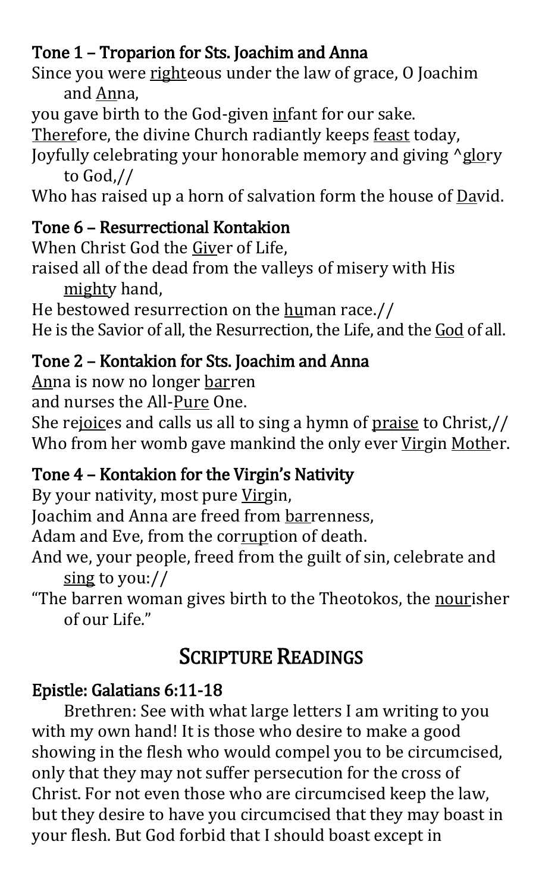### Tone 1 – Troparion for Sts. Joachim and Anna

Since you were righteous under the law of grace, O Joachim and Anna,
you gave birth to the God-given infant for our sake.
Therefore, the divine Church radiantly keeps feast today,
Joyfully celebrating your honorable memory and giving ^glory to God,//
Who has raised up a horn of salvation form the house of David.

### Tone 6 – Resurrectional Kontakion

When Christ God the Giver of Life,
raised all of the dead from the valleys of misery with His mighty hand,
He bestowed resurrection on the human race.//
He is the Savior of all, the Resurrection, the Life, and the God of all.

### Tone 2 – Kontakion for Sts. Joachim and Anna

Anna is now no longer barren
and nurses the All-Pure One.
She rejoices and calls us all to sing a hymn of praise to Christ,//
Who from her womb gave mankind the only ever Virgin Mother.

### Tone 4 – Kontakion for the Virgin's Nativity

By your nativity, most pure Virgin,
Joachim and Anna are freed from barrenness,
Adam and Eve, from the corruption of death.
And we, your people, freed from the guilt of sin, celebrate and sing to you://
"The barren woman gives birth to the Theotokos, the nourisher of our Life."

## Scripture Readings

### Epistle: Galatians 6:11-18

Brethren: See with what large letters I am writing to you with my own hand! It is those who desire to make a good showing in the flesh who would compel you to be circumcised, only that they may not suffer persecution for the cross of Christ. For not even those who are circumcised keep the law, but they desire to have you circumcised that they may boast in your flesh. But God forbid that I should boast except in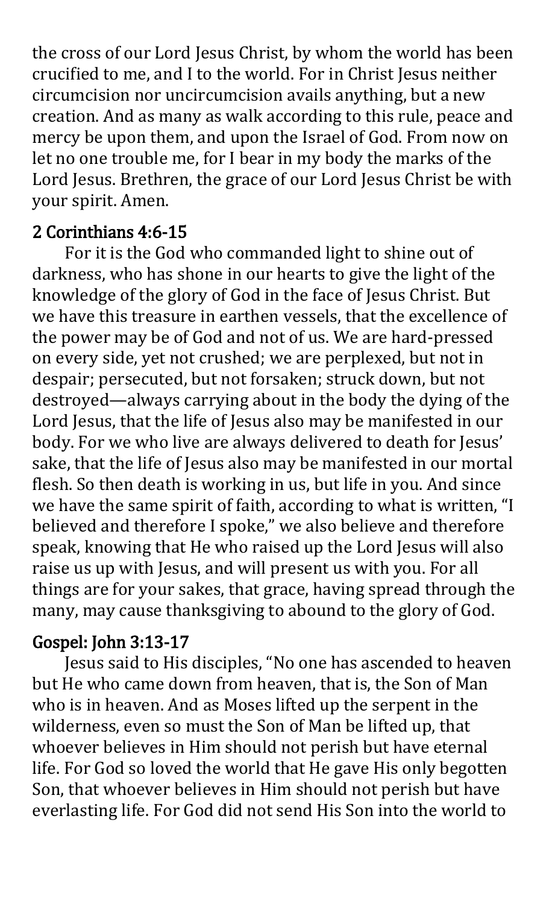the cross of our Lord Jesus Christ, by whom the world has been crucified to me, and I to the world. For in Christ Jesus neither circumcision nor uncircumcision avails anything, but a new creation. And as many as walk according to this rule, peace and mercy be upon them, and upon the Israel of God. From now on let no one trouble me, for I bear in my body the marks of the Lord Jesus. Brethren, the grace of our Lord Jesus Christ be with your spirit. Amen.

## 2 Corinthians 4:6-15

For it is the God who commanded light to shine out of darkness, who has shone in our hearts to give the light of the knowledge of the glory of God in the face of Jesus Christ. But we have this treasure in earthen vessels, that the excellence of the power may be of God and not of us. We are hard-pressed on every side, yet not crushed; we are perplexed, but not in despair; persecuted, but not forsaken; struck down, but not destroyed—always carrying about in the body the dying of the Lord Jesus, that the life of Jesus also may be manifested in our body. For we who live are always delivered to death for Jesus' sake, that the life of Jesus also may be manifested in our mortal flesh. So then death is working in us, but life in you. And since we have the same spirit of faith, according to what is written, "I believed and therefore I spoke," we also believe and therefore speak, knowing that He who raised up the Lord Jesus will also raise us up with Jesus, and will present us with you. For all things are for your sakes, that grace, having spread through the many, may cause thanksgiving to abound to the glory of God.

## Gospel: John 3:13-17

Jesus said to His disciples, "No one has ascended to heaven but He who came down from heaven, that is, the Son of Man who is in heaven. And as Moses lifted up the serpent in the wilderness, even so must the Son of Man be lifted up, that whoever believes in Him should not perish but have eternal life. For God so loved the world that He gave His only begotten Son, that whoever believes in Him should not perish but have everlasting life. For God did not send His Son into the world to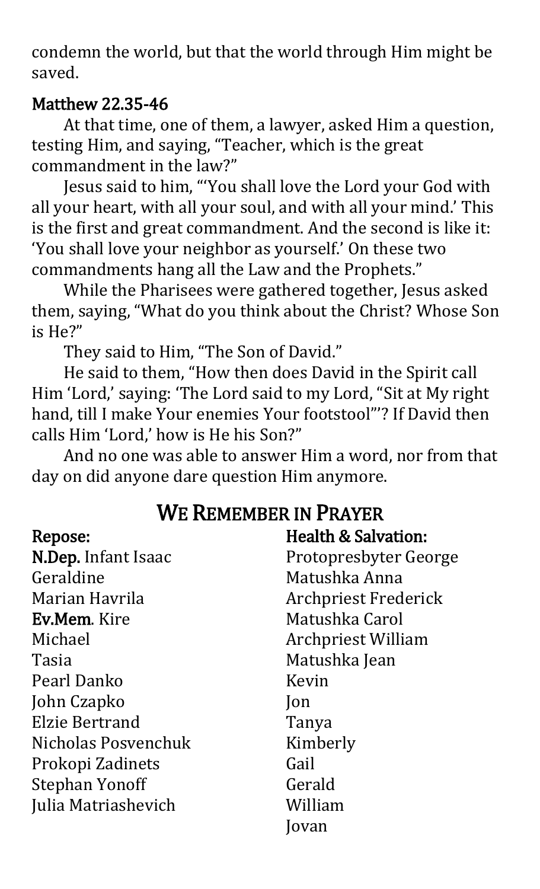condemn the world, but that the world through Him might be saved.

### Matthew 22.35-46

At that time, one of them, a lawyer, asked Him a question, testing Him, and saying, "Teacher, which is the great commandment in the law?"

Jesus said to him, "'You shall love the Lord your God with all your heart, with all your soul, and with all your mind.' This is the first and great commandment. And the second is like it: 'You shall love your neighbor as yourself.' On these two commandments hang all the Law and the Prophets."

While the Pharisees were gathered together, Jesus asked them, saying, "What do you think about the Christ? Whose Son is He?"

They said to Him, "The Son of David."

He said to them, "How then does David in the Spirit call Him 'Lord,' saying: 'The Lord said to my Lord, "Sit at My right hand, till I make Your enemies Your footstool"'? If David then calls Him 'Lord,' how is He his Son?"

And no one was able to answer Him a word, nor from that day on did anyone dare question Him anymore.

## We Remember in Prayer

### Repose:

**N.Dep.** Infant Isaac
Geraldine
Marian Havrila
**Ev.Mem.** Kire
Michael
Tasia
Pearl Danko
John Czapko
Elzie Bertrand
Nicholas Posvenchuk
Prokopi Zadinets
Stephan Yonoff
Julia Matriashevich

### Health & Salvation:

Protopresbyter George
Matushka Anna
Archpriest Frederick
Matushka Carol
Archpriest William
Matushka Jean
Kevin
Jon
Tanya
Kimberly
Gail
Gerald
William
Jovan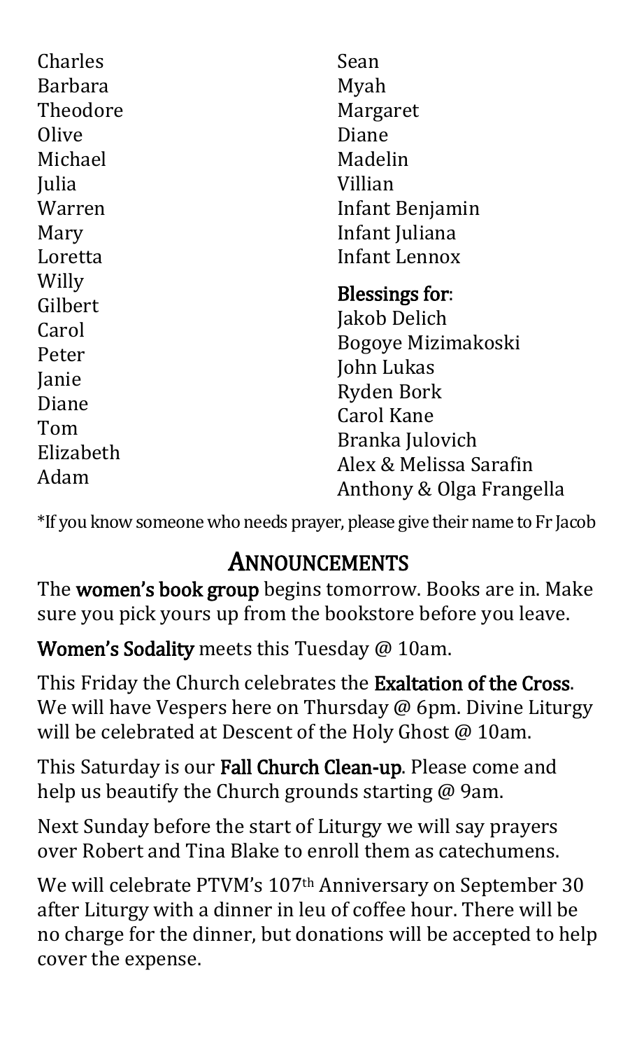Charles
Barbara
Theodore
Olive
Michael
Julia
Warren
Mary
Loretta
Willy
Gilbert
Carol
Peter
Janie
Diane
Tom
Elizabeth
Adam
Sean
Myah
Margaret
Diane
Madelin
Villian
Infant Benjamin
Infant Juliana
Infant Lennox

**Blessings for:**
Jakob Delich
Bogoye Mizimakoski
John Lukas
Ryden Bork
Carol Kane
Branka Julovich
Alex & Melissa Sarafin
Anthony & Olga Frangella

*If you know someone who needs prayer, please give their name to Fr Jacob

## Announcements

The **women's book group** begins tomorrow. Books are in. Make sure you pick yours up from the bookstore before you leave.

**Women's Sodality** meets this Tuesday @ 10am.

This Friday the Church celebrates the **Exaltation of the Cross**. We will have Vespers here on Thursday @ 6pm. Divine Liturgy will be celebrated at Descent of the Holy Ghost @ 10am.

This Saturday is our **Fall Church Clean-up**. Please come and help us beautify the Church grounds starting @ 9am.

Next Sunday before the start of Liturgy we will say prayers over Robert and Tina Blake to enroll them as catechumens.

We will celebrate PTVM's 107th Anniversary on September 30 after Liturgy with a dinner in leu of coffee hour. There will be no charge for the dinner, but donations will be accepted to help cover the expense.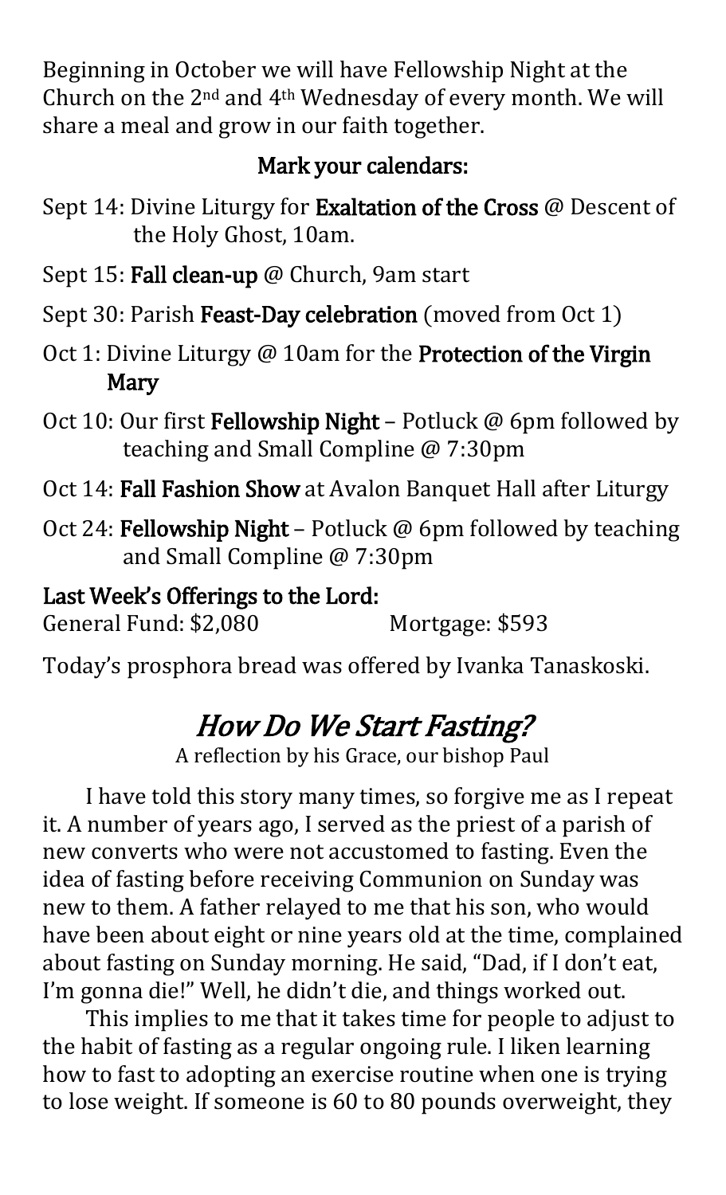Beginning in October we will have Fellowship Night at the Church on the 2nd and 4th Wednesday of every month. We will share a meal and grow in our faith together.

**Mark your calendars:**

- Sept 14: Divine Liturgy for **Exaltation of the Cross** @ Descent of the Holy Ghost, 10am.
- Sept 15: **Fall clean-up** @ Church, 9am start
- Sept 30: Parish **Feast-Day celebration** (moved from Oct 1)
- Oct 1: Divine Liturgy @ 10am for the **Protection of the Virgin Mary**
- Oct 10: Our first **Fellowship Night** – Potluck @ 6pm followed by teaching and Small Compline @ 7:30pm
- Oct 14: **Fall Fashion Show** at Avalon Banquet Hall after Liturgy
- Oct 24: **Fellowship Night** – Potluck @ 6pm followed by teaching and Small Compline @ 7:30pm

**Last Week's Offerings to the Lord:**
General Fund: $2,080 Mortgage: $593

Today's prosphora bread was offered by Ivanka Tanaskoski.

## *How Do We Start Fasting?*

A reflection by his Grace, our bishop Paul

I have told this story many times, so forgive me as I repeat it. A number of years ago, I served as the priest of a parish of new converts who were not accustomed to fasting. Even the idea of fasting before receiving Communion on Sunday was new to them. A father relayed to me that his son, who would have been about eight or nine years old at the time, complained about fasting on Sunday morning. He said, "Dad, if I don't eat, I'm gonna die!" Well, he didn't die, and things worked out.

This implies to me that it takes time for people to adjust to the habit of fasting as a regular ongoing rule. I liken learning how to fast to adopting an exercise routine when one is trying to lose weight. If someone is 60 to 80 pounds overweight, they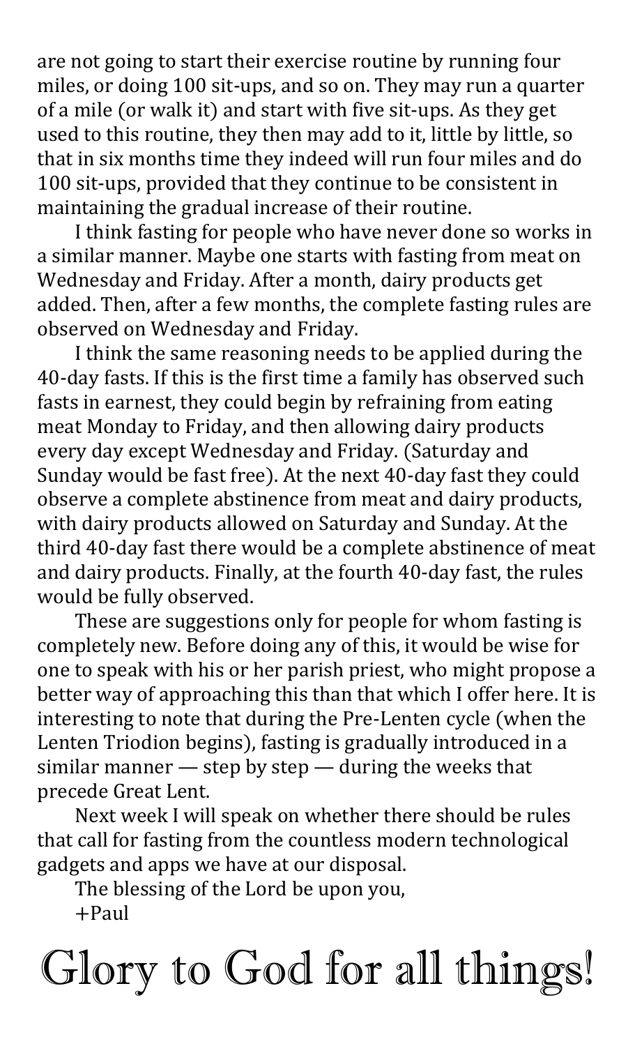are not going to start their exercise routine by running four miles, or doing 100 sit-ups, and so on. They may run a quarter of a mile (or walk it) and start with five sit-ups. As they get used to this routine, they then may add to it, little by little, so that in six months time they indeed will run four miles and do 100 sit-ups, provided that they continue to be consistent in maintaining the gradual increase of their routine.

I think fasting for people who have never done so works in a similar manner. Maybe one starts with fasting from meat on Wednesday and Friday. After a month, dairy products get added. Then, after a few months, the complete fasting rules are observed on Wednesday and Friday.

I think the same reasoning needs to be applied during the 40-day fasts. If this is the first time a family has observed such fasts in earnest, they could begin by refraining from eating meat Monday to Friday, and then allowing dairy products every day except Wednesday and Friday. (Saturday and Sunday would be fast free). At the next 40-day fast they could observe a complete abstinence from meat and dairy products, with dairy products allowed on Saturday and Sunday. At the third 40-day fast there would be a complete abstinence of meat and dairy products. Finally, at the fourth 40-day fast, the rules would be fully observed.

These are suggestions only for people for whom fasting is completely new. Before doing any of this, it would be wise for one to speak with his or her parish priest, who might propose a better way of approaching this than that which I offer here. It is interesting to note that during the Pre-Lenten cycle (when the Lenten Triodion begins), fasting is gradually introduced in a similar manner — step by step — during the weeks that precede Great Lent.

Next week I will speak on whether there should be rules that call for fasting from the countless modern technological gadgets and apps we have at our disposal.

The blessing of the Lord be upon you,
+Paul

# Glory to God for all things!